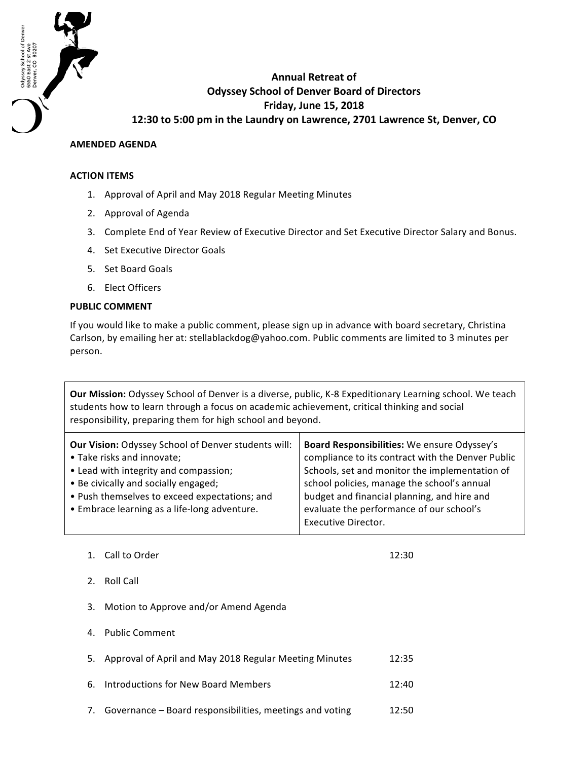Odyssey School of Denver
6550 East 21st Ave
Denver, CO 80207

# Annual Retreat of Odyssey School of Denver Board of Directors

**Friday, June 15, 2018**

**12:30 to 5:00 pm in the Laundry on Lawrence, 2701 Lawrence St, Denver, CO**

**AMENDED AGENDA**

**ACTION ITEMS**

1. Approval of April and May 2018 Regular Meeting Minutes
2. Approval of Agenda
3. Complete End of Year Review of Executive Director and Set Executive Director Salary and Bonus.
4. Set Executive Director Goals
5. Set Board Goals
6. Elect Officers

**PUBLIC COMMENT**

If you would like to make a public comment, please sign up in advance with board secretary, Christina Carlson, by emailing her at: stellablackdog@yahoo.com. Public comments are limited to 3 minutes per person.

**Our Mission:** Odyssey School of Denver is a diverse, public, K-8 Expeditionary Learning school. We teach students how to learn through a focus on academic achievement, critical thinking and social responsibility, preparing them for high school and beyond.

**Our Vision:** Odyssey School of Denver students will:
- Take risks and innovate;
- Lead with integrity and compassion;
- Be civically and socially engaged;
- Push themselves to exceed expectations; and
- Embrace learning as a life-long adventure.

**Board Responsibilities:** We ensure Odyssey's compliance to its contract with the Denver Public Schools, set and monitor the implementation of school policies, manage the school's annual budget and financial planning, and hire and evaluate the performance of our school's Executive Director.

1. Call to Order — 12:30
2. Roll Call
3. Motion to Approve and/or Amend Agenda
4. Public Comment
5. Approval of April and May 2018 Regular Meeting Minutes — 12:35
6. Introductions for New Board Members — 12:40
7. Governance – Board responsibilities, meetings and voting — 12:50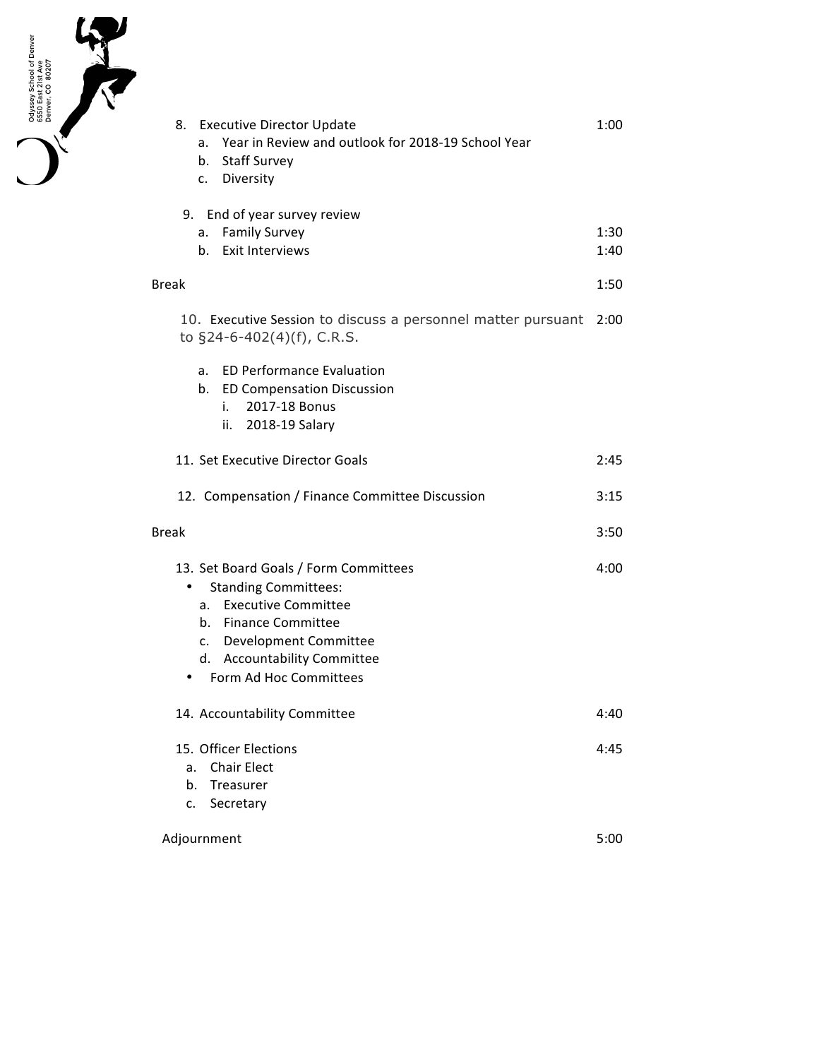8. Executive Director Update — 1:00
    a. Year in Review and outlook for 2018-19 School Year
    b. Staff Survey
    c. Diversity

9. End of year survey review
    a. Family Survey — 1:30
    b. Exit Interviews — 1:40

Break — 1:50

10. Executive Session to discuss a personnel matter pursuant to §24-6-402(4)(f), C.R.S. — 2:00
    a. ED Performance Evaluation
    b. ED Compensation Discussion
        i. 2017-18 Bonus
        ii. 2018-19 Salary

11. Set Executive Director Goals — 2:45

12. Compensation / Finance Committee Discussion — 3:15

Break — 3:50

13. Set Board Goals / Form Committees — 4:00
    - Standing Committees:
        a. Executive Committee
        b. Finance Committee
        c. Development Committee
        d. Accountability Committee
    - Form Ad Hoc Committees

14. Accountability Committee — 4:40

15. Officer Elections — 4:45
    a. Chair Elect
    b. Treasurer
    c. Secretary

Adjournment — 5:00